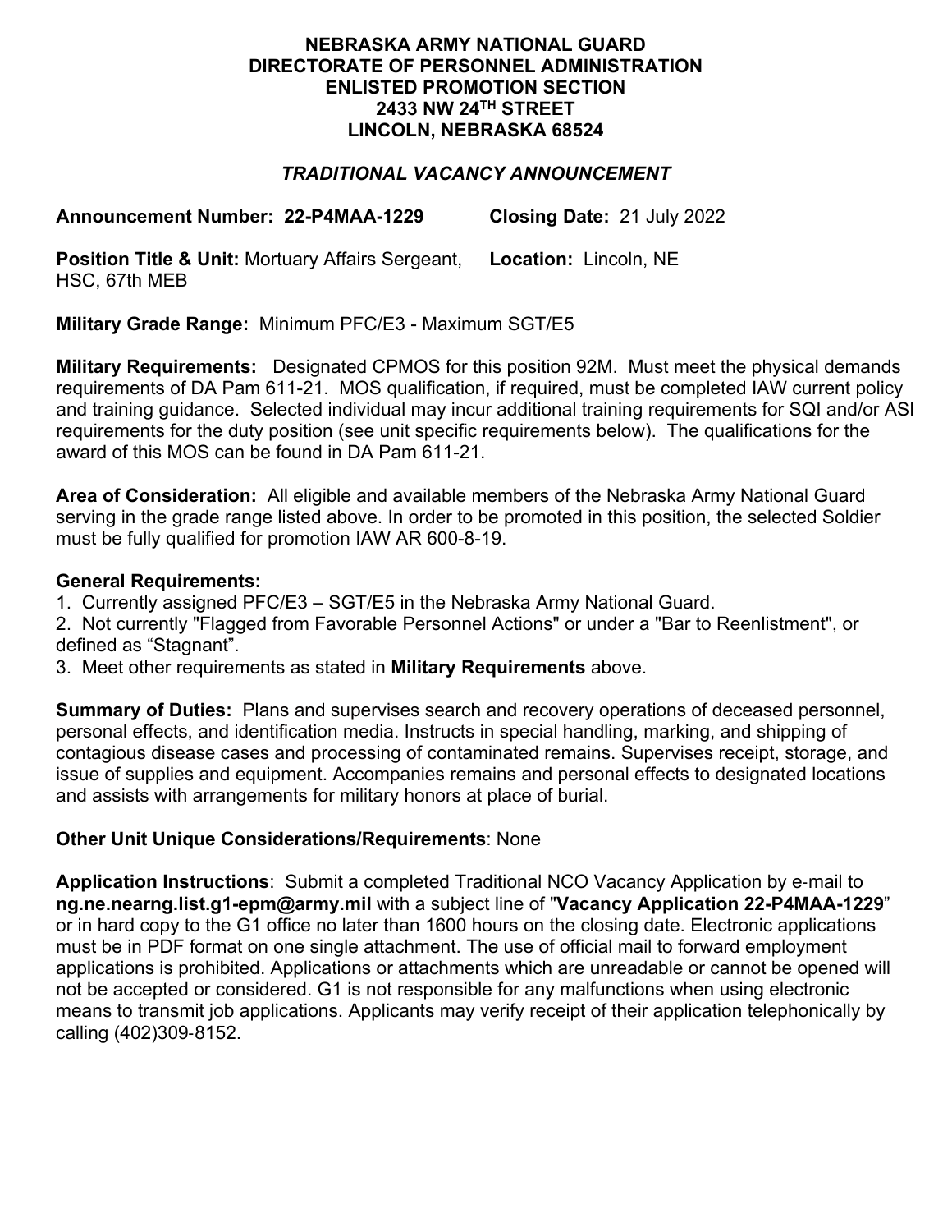**NEBRASKA ARMY NATIONAL GUARD**
**DIRECTORATE OF PERSONNEL ADMINISTRATION**
**ENLISTED PROMOTION SECTION**
**2433 NW 24TH STREET**
**LINCOLN, NEBRASKA 68524**

***TRADITIONAL VACANCY ANNOUNCEMENT***

**Announcement Number: 22-P4MAA-1229** **Closing Date:** 21 July 2022

**Position Title & Unit:** Mortuary Affairs Sergeant, HSC, 67th MEB **Location:** Lincoln, NE

**Military Grade Range:** Minimum PFC/E3 - Maximum SGT/E5

**Military Requirements:** Designated CPMOS for this position 92M. Must meet the physical demands requirements of DA Pam 611-21. MOS qualification, if required, must be completed IAW current policy and training guidance. Selected individual may incur additional training requirements for SQI and/or ASI requirements for the duty position (see unit specific requirements below). The qualifications for the award of this MOS can be found in DA Pam 611-21.

**Area of Consideration:** All eligible and available members of the Nebraska Army National Guard serving in the grade range listed above. In order to be promoted in this position, the selected Soldier must be fully qualified for promotion IAW AR 600-8-19.

**General Requirements:**
1. Currently assigned PFC/E3 – SGT/E5 in the Nebraska Army National Guard.
2. Not currently "Flagged from Favorable Personnel Actions" or under a "Bar to Reenlistment", or defined as “Stagnant”.
3. Meet other requirements as stated in **Military Requirements** above.

**Summary of Duties:** Plans and supervises search and recovery operations of deceased personnel, personal effects, and identification media. Instructs in special handling, marking, and shipping of contagious disease cases and processing of contaminated remains. Supervises receipt, storage, and issue of supplies and equipment. Accompanies remains and personal effects to designated locations and assists with arrangements for military honors at place of burial.

**Other Unit Unique Considerations/Requirements**: None

**Application Instructions**: Submit a completed Traditional NCO Vacancy Application by e-mail to **ng.ne.nearng.list.g1-epm@army.mil** with a subject line of "**Vacancy Application 22-P4MAA-1229**" or in hard copy to the G1 office no later than 1600 hours on the closing date. Electronic applications must be in PDF format on one single attachment. The use of official mail to forward employment applications is prohibited. Applications or attachments which are unreadable or cannot be opened will not be accepted or considered. G1 is not responsible for any malfunctions when using electronic means to transmit job applications. Applicants may verify receipt of their application telephonically by calling (402)309-8152.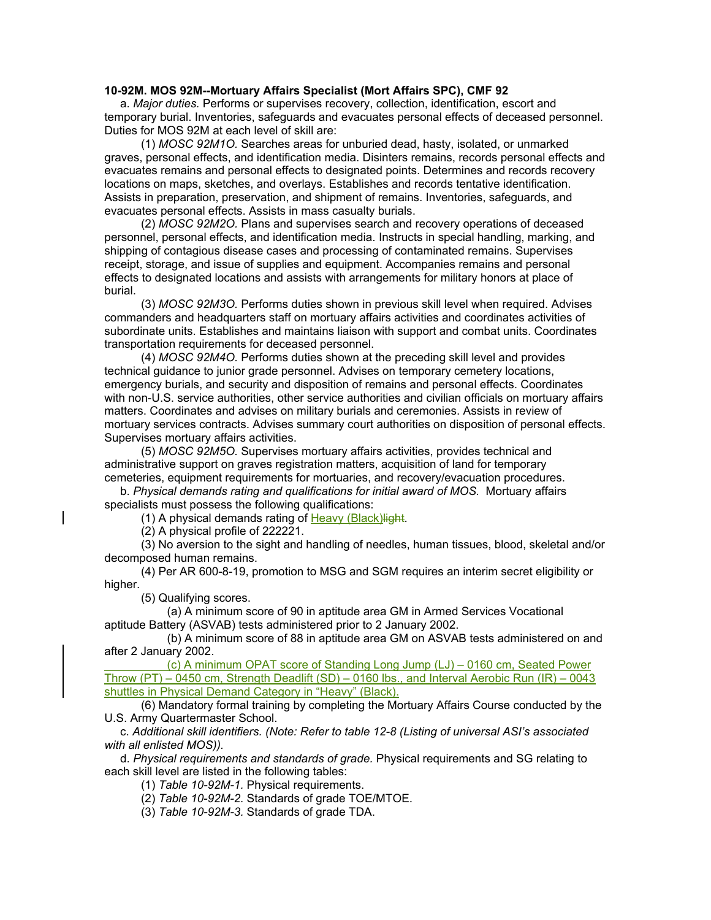**10-92M. MOS 92M--Mortuary Affairs Specialist (Mort Affairs SPC), CMF 92**

a. *Major duties.* Performs or supervises recovery, collection, identification, escort and temporary burial. Inventories, safeguards and evacuates personal effects of deceased personnel. Duties for MOS 92M at each level of skill are:

(1) *MOSC 92M1O.* Searches areas for unburied dead, hasty, isolated, or unmarked graves, personal effects, and identification media. Disinters remains, records personal effects and evacuates remains and personal effects to designated points. Determines and records recovery locations on maps, sketches, and overlays. Establishes and records tentative identification. Assists in preparation, preservation, and shipment of remains. Inventories, safeguards, and evacuates personal effects. Assists in mass casualty burials.

(2) *MOSC 92M2O.* Plans and supervises search and recovery operations of deceased personnel, personal effects, and identification media. Instructs in special handling, marking, and shipping of contagious disease cases and processing of contaminated remains. Supervises receipt, storage, and issue of supplies and equipment. Accompanies remains and personal effects to designated locations and assists with arrangements for military honors at place of burial.

(3) *MOSC 92M3O.* Performs duties shown in previous skill level when required. Advises commanders and headquarters staff on mortuary affairs activities and coordinates activities of subordinate units. Establishes and maintains liaison with support and combat units. Coordinates transportation requirements for deceased personnel.

(4) *MOSC 92M4O.* Performs duties shown at the preceding skill level and provides technical guidance to junior grade personnel. Advises on temporary cemetery locations, emergency burials, and security and disposition of remains and personal effects. Coordinates with non-U.S. service authorities, other service authorities and civilian officials on mortuary affairs matters. Coordinates and advises on military burials and ceremonies. Assists in review of mortuary services contracts. Advises summary court authorities on disposition of personal effects. Supervises mortuary affairs activities.

(5) *MOSC 92M5O.* Supervises mortuary affairs activities, provides technical and administrative support on graves registration matters, acquisition of land for temporary cemeteries, equipment requirements for mortuaries, and recovery/evacuation procedures.

b. *Physical demands rating and qualifications for initial award of MOS.* Mortuary affairs specialists must possess the following qualifications:

(1) A physical demands rating of Heavy (Black)~~light~~.

(2) A physical profile of 222221.

(3) No aversion to the sight and handling of needles, human tissues, blood, skeletal and/or decomposed human remains.

(4) Per AR 600-8-19, promotion to MSG and SGM requires an interim secret eligibility or higher.

(5) Qualifying scores.

(a) A minimum score of 90 in aptitude area GM in Armed Services Vocational aptitude Battery (ASVAB) tests administered prior to 2 January 2002.

(b) A minimum score of 88 in aptitude area GM on ASVAB tests administered on and after 2 January 2002.

(c) A minimum OPAT score of Standing Long Jump (LJ) – 0160 cm, Seated Power Throw (PT) – 0450 cm, Strength Deadlift (SD) – 0160 lbs., and Interval Aerobic Run (IR) – 0043 shuttles in Physical Demand Category in "Heavy" (Black).

(6) Mandatory formal training by completing the Mortuary Affairs Course conducted by the U.S. Army Quartermaster School.

c. *Additional skill identifiers. (Note: Refer to table 12-8 (Listing of universal ASI's associated with all enlisted MOS)).*

d. *Physical requirements and standards of grade.* Physical requirements and SG relating to each skill level are listed in the following tables:

(1) *Table 10-92M-1.* Physical requirements.

(2) *Table 10-92M-2.* Standards of grade TOE/MTOE.

(3) *Table 10-92M-3.* Standards of grade TDA.